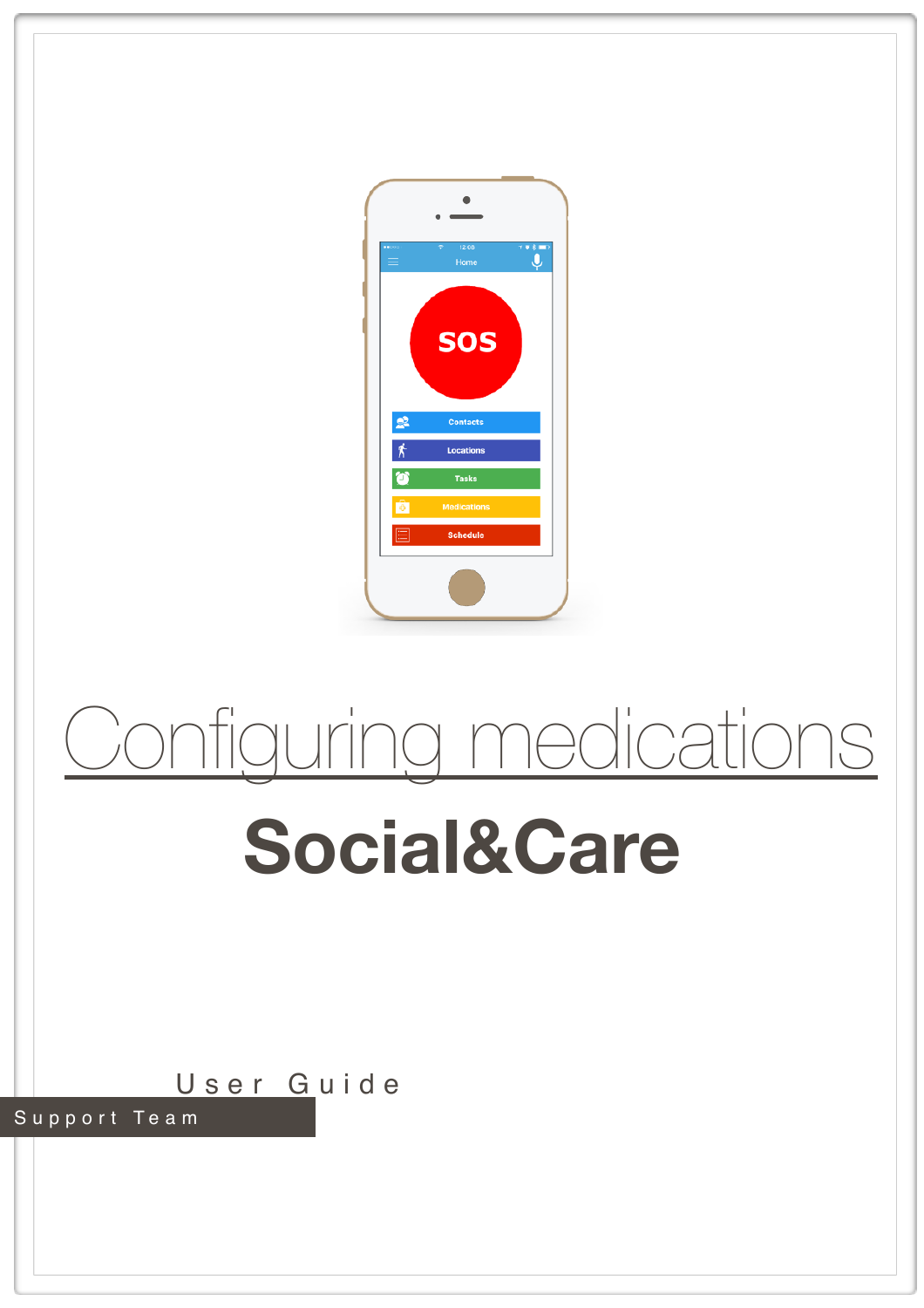# Configuring medications

## Social&Care

User Guide

Support Team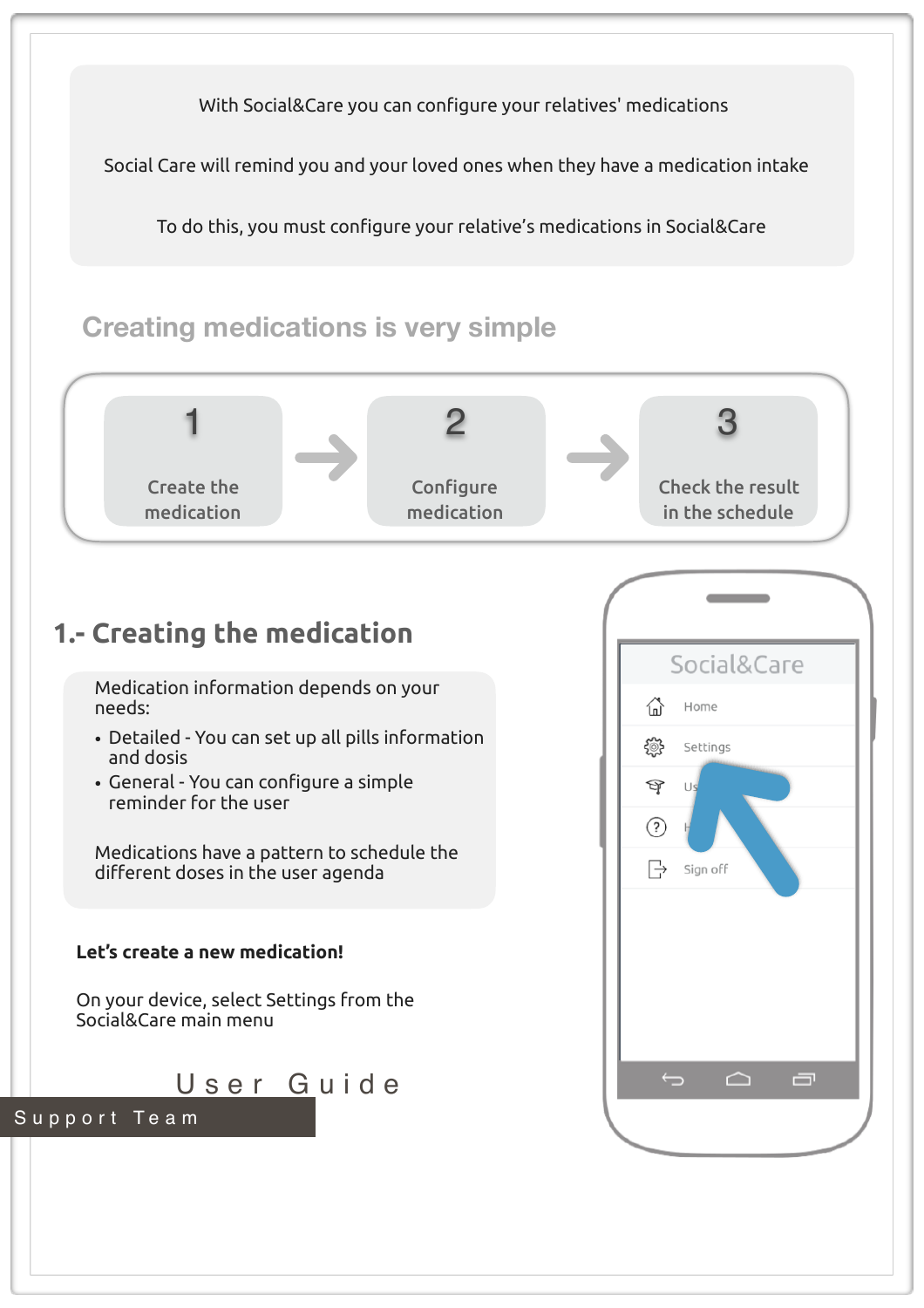With Social&Care you can configure your relatives' medications

Social Care will remind you and your loved ones when they have a medication intake

To do this, you must configure your relative's medications in Social&Care

## Creating medications is very simple

1. Create the medication → 2. Configure medication → 3. Check the result in the schedule

## 1.- Creating the medication

Medication information depends on your needs:

- Detailed - You can set up all pills information and dosis
- General - You can configure a simple reminder for the user

Medications have a pattern to schedule the different doses in the user agenda

**Let's create a new medication!**

On your device, select Settings from the Social&Care main menu

User Guide

Support Team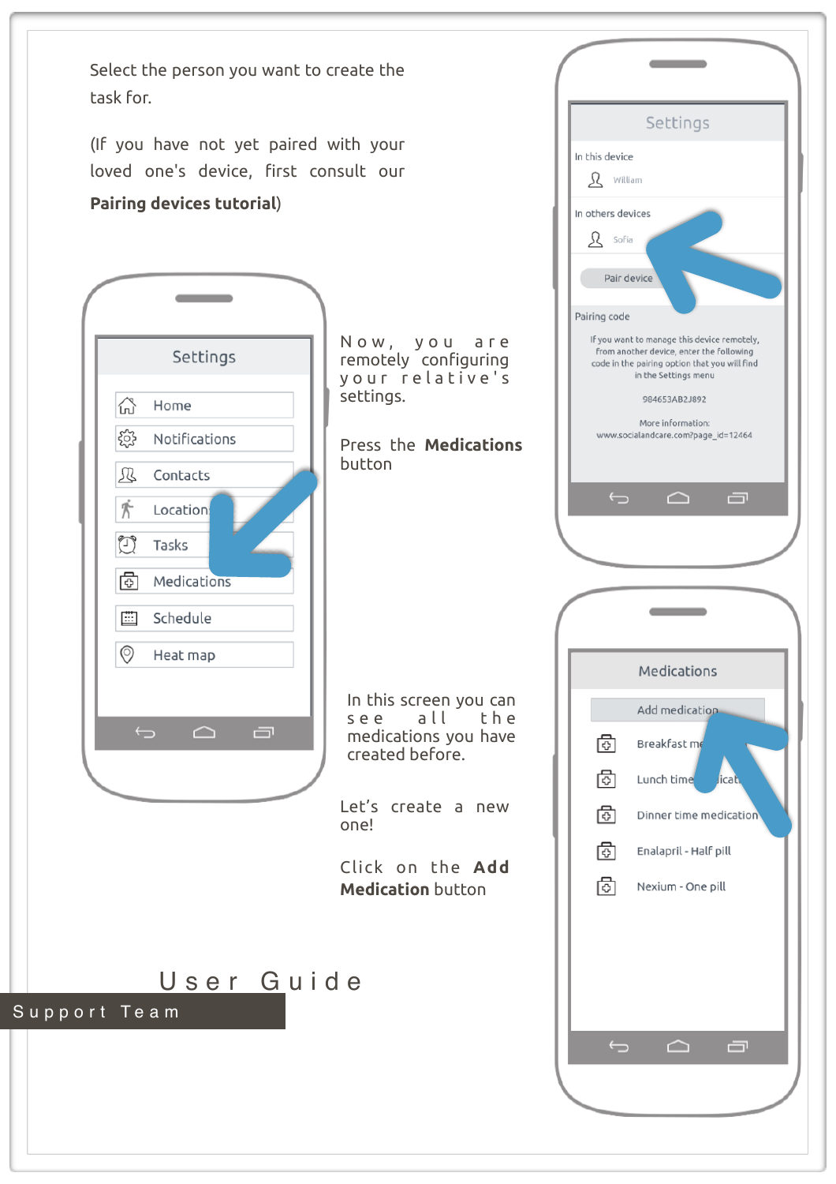Select the person you want to create the task for.

(If you have not yet paired with your loved one's device, first consult our **Pairing devices tutorial**)

Now, you are remotely configuring your relative's settings.

Press the **Medications** button

In this screen you can see all the medications you have created before.

Let's create a new one!

Click on the **Add Medication** button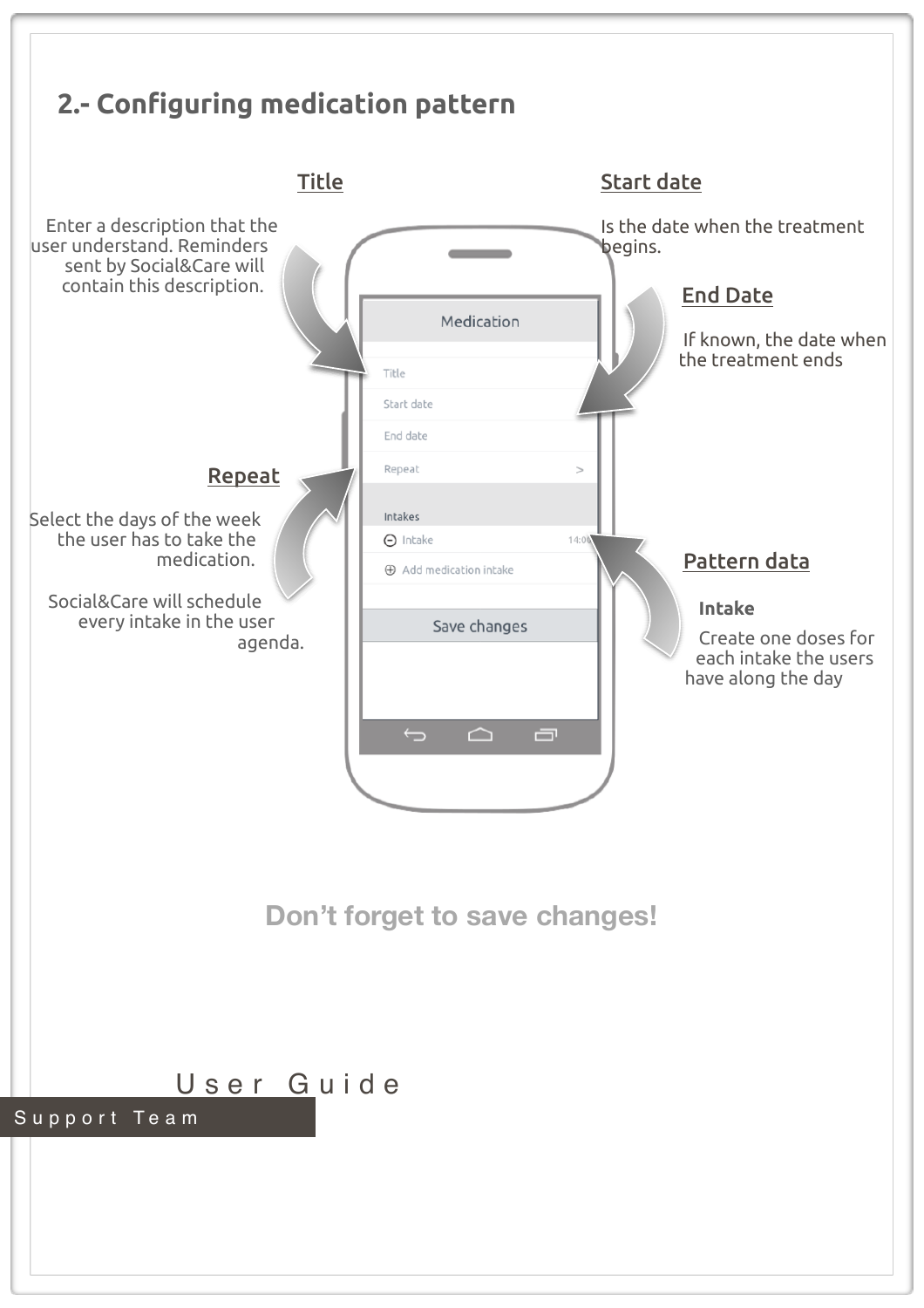## 2.- Configuring medication pattern

### Title

Enter a description that the user understand. Reminders sent by Social&Care will contain this description.

### Start date

Is the date when the treatment begins.

### End Date

If known, the date when the treatment ends

Medication

Title

Start date

End date

Repeat >

Intakes

⊖ Intake 14:00

⊕ Add medication intake

Save changes

### Repeat

Select the days of the week the user has to take the medication.

Social&Care will schedule every intake in the user agenda.

### Pattern data

**Intake**

Create one doses for each intake the users have along the day

**Don't forget to save changes!**

User Guide

Support Team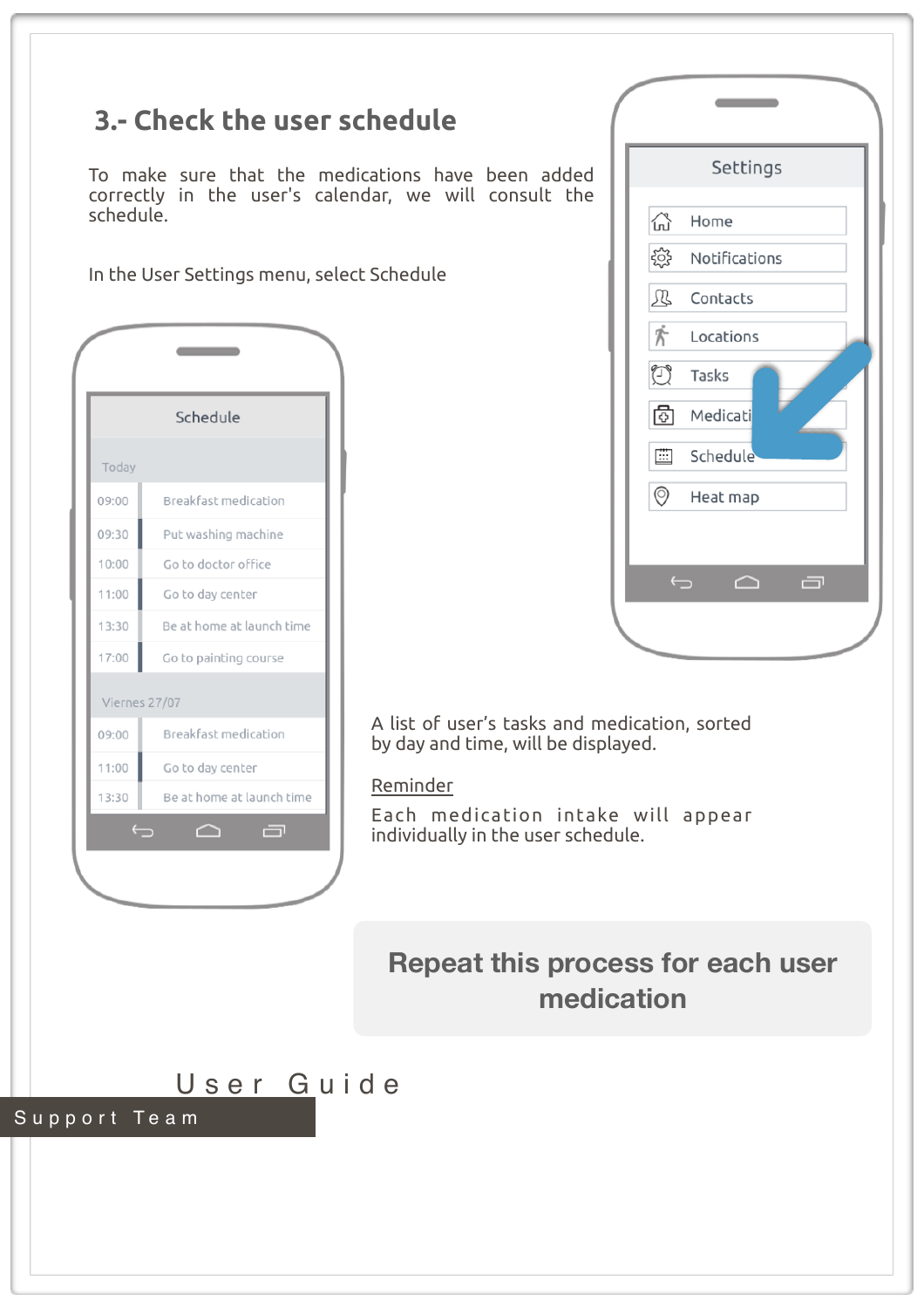## 3.- Check the user schedule

To make sure that the medications have been added correctly in the user's calendar, we will consult the schedule.

In the User Settings menu, select Schedule

A list of user's tasks and medication, sorted by day and time, will be displayed.

Reminder

Each medication intake will appear individually in the user schedule.

**Repeat this process for each user medication**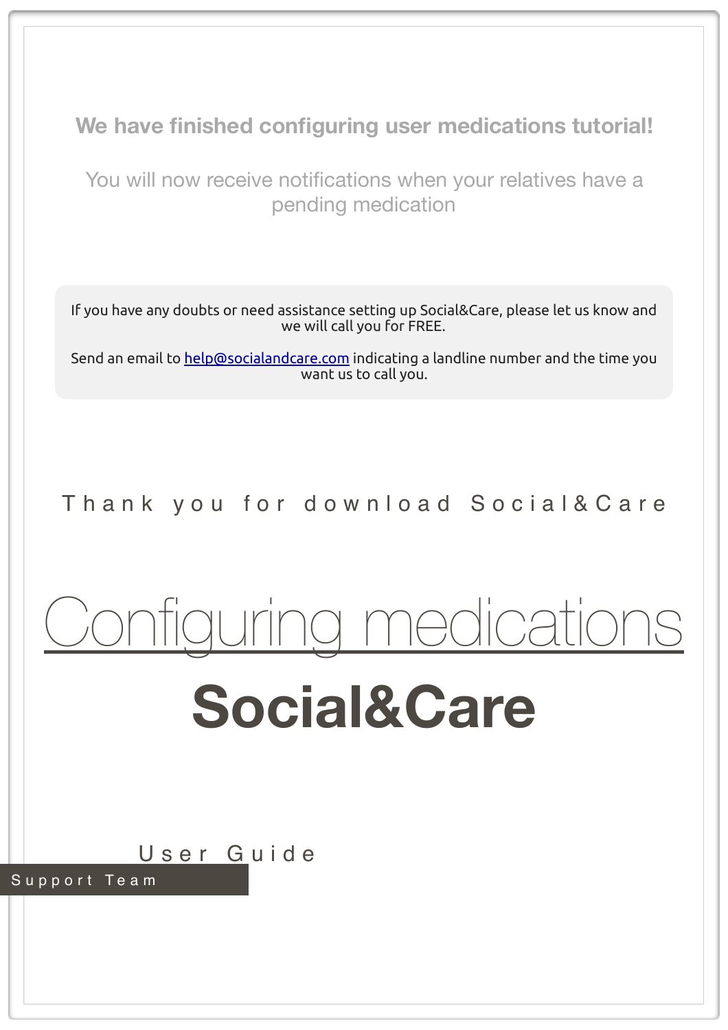## We have finished configuring user medications tutorial!

You will now receive notifications when your relatives have a pending medication

If you have any doubts or need assistance setting up Social&Care, please let us know and we will call you for FREE.

Send an email to help@socialandcare.com indicating a landline number and the time you want us to call you.

Thank you for download Social&Care

# Configuring medications

# Social&Care

User Guide

Support Team